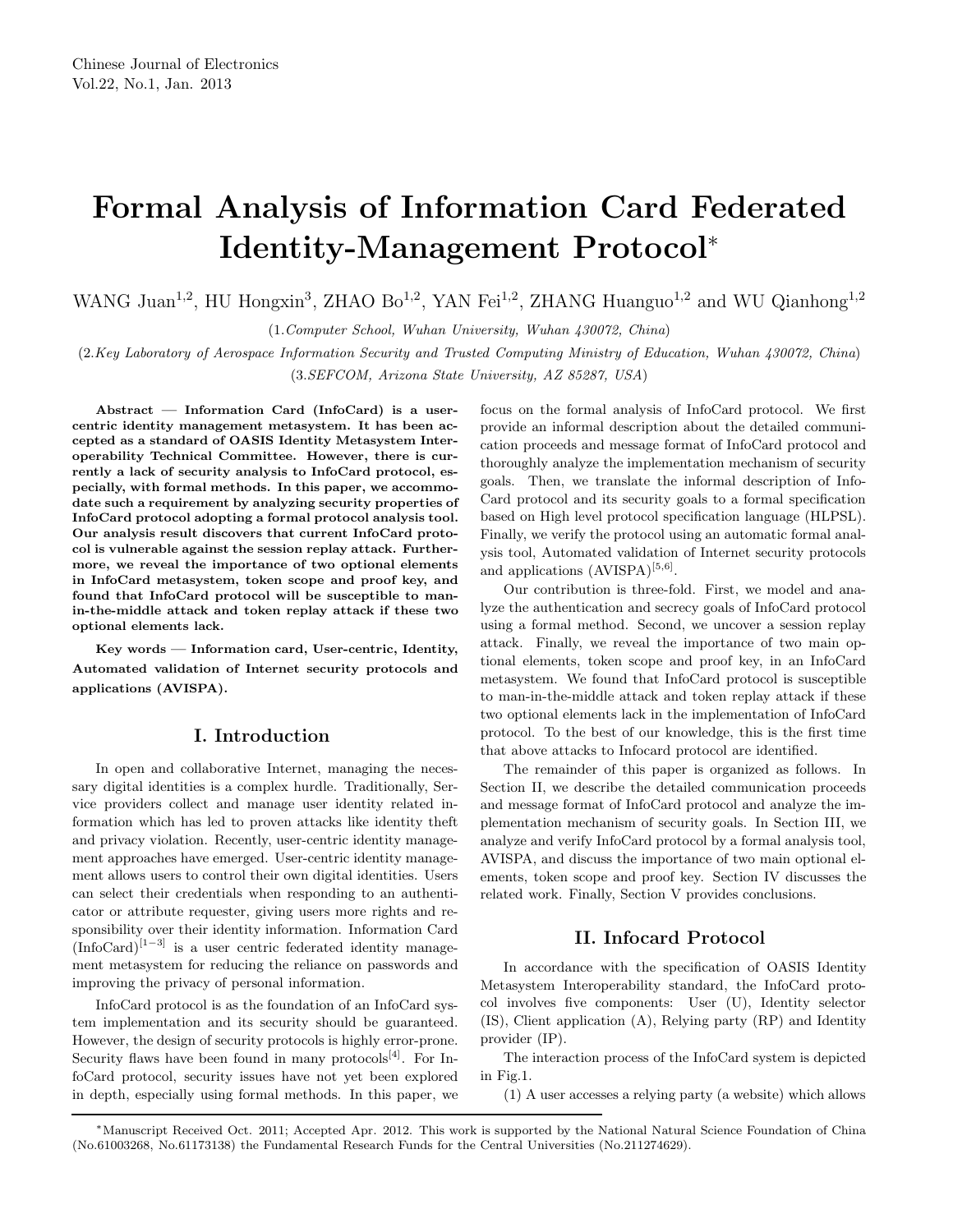# Formal Analysis of Information Card Federated Identity-Management Protocol*

WANG Juan[1,2], HU Hongxin[3], ZHAO Bo[1,2], YAN Fei[1,2], ZHANG Huanguo[1,2] and WU Qianhong[1,2]

(1.*Computer School, Wuhan University, Wuhan 430072, China*)

(2.*Key Laboratory of Aerospace Information Security and Trusted Computing Ministry of Education, Wuhan 430072, China*)

(3.*SEFCOM, Arizona State University, AZ 85287, USA*)

**Abstract — Information Card (InfoCard) is a user-centric identity management metasystem. It has been accepted as a standard of OASIS Identity Metasystem Interoperability Technical Committee. However, there is currently a lack of security analysis to InfoCard protocol, especially, with formal methods. In this paper, we accommodate such a requirement by analyzing security properties of InfoCard protocol adopting a formal protocol analysis tool. Our analysis result discovers that current InfoCard protocol is vulnerable against the session replay attack. Furthermore, we reveal the importance of two optional elements in InfoCard metasystem, token scope and proof key, and found that InfoCard protocol will be susceptible to man-in-the-middle attack and token replay attack if these two optional elements lack.**

**Key words — Information card, User-centric, Identity, Automated validation of Internet security protocols and applications (AVISPA).**

## I. Introduction

In open and collaborative Internet, managing the necessary digital identities is a complex hurdle. Traditionally, Service providers collect and manage user identity related information which has led to proven attacks like identity theft and privacy violation. Recently, user-centric identity management approaches have emerged. User-centric identity management allows users to control their own digital identities. Users can select their credentials when responding to an authenticator or attribute requester, giving users more rights and responsibility over their identity information. Information Card (InfoCard)[1−3] is a user centric federated identity management metasystem for reducing the reliance on passwords and improving the privacy of personal information.

InfoCard protocol is as the foundation of an InfoCard system implementation and its security should be guaranteed. However, the design of security protocols is highly error-prone. Security flaws have been found in many protocols[4]. For InfoCard protocol, security issues have not yet been explored in depth, especially using formal methods. In this paper, we focus on the formal analysis of InfoCard protocol. We first provide an informal description about the detailed communication proceeds and message format of InfoCard protocol and thoroughly analyze the implementation mechanism of security goals. Then, we translate the informal description of InfoCard protocol and its security goals to a formal specification based on High level protocol specification language (HLPSL). Finally, we verify the protocol using an automatic formal analysis tool, Automated validation of Internet security protocols and applications (AVISPA)[5,6].

Our contribution is three-fold. First, we model and analyze the authentication and secrecy goals of InfoCard protocol using a formal method. Second, we uncover a session replay attack. Finally, we reveal the importance of two main optional elements, token scope and proof key, in an InfoCard metasystem. We found that InfoCard protocol is susceptible to man-in-the-middle attack and token replay attack if these two optional elements lack in the implementation of InfoCard protocol. To the best of our knowledge, this is the first time that above attacks to Infocard protocol are identified.

The remainder of this paper is organized as follows. In Section II, we describe the detailed communication proceeds and message format of InfoCard protocol and analyze the implementation mechanism of security goals. In Section III, we analyze and verify InfoCard protocol by a formal analysis tool, AVISPA, and discuss the importance of two main optional elements, token scope and proof key. Section IV discusses the related work. Finally, Section V provides conclusions.

## II. Infocard Protocol

In accordance with the specification of OASIS Identity Metasystem Interoperability standard, the InfoCard protocol involves five components: User (U), Identity selector (IS), Client application (A), Relying party (RP) and Identity provider (IP).

The interaction process of the InfoCard system is depicted in Fig.1.

(1) A user accesses a relying party (a website) which allows

*Manuscript Received Oct. 2011; Accepted Apr. 2012. This work is supported by the National Natural Science Foundation of China (No.61003268, No.61173138) the Fundamental Research Funds for the Central Universities (No.211274629).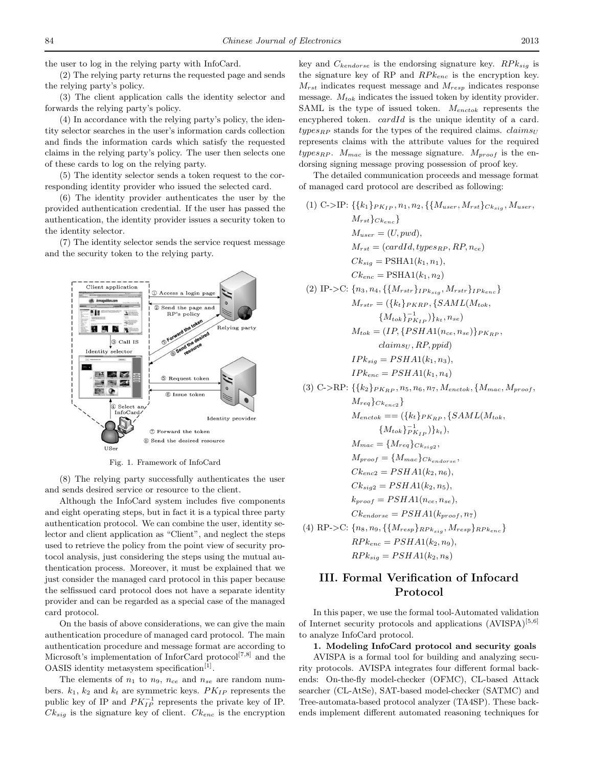the user to log in the relying party with InfoCard.

(2) The relying party returns the requested page and sends the relying party's policy.

(3) The client application calls the identity selector and forwards the relying party's policy.

(4) In accordance with the relying party's policy, the identity selector searches in the user's information cards collection and finds the information cards which satisfy the requested claims in the relying party's policy. The user then selects one of these cards to log on the relying party.

(5) The identity selector sends a token request to the corresponding identity provider who issued the selected card.

(6) The identity provider authenticates the user by the provided authentication credential. If the user has passed the authentication, the identity provider issues a security token to the identity selector.

(7) The identity selector sends the service request message and the security token to the relying party.

Fig. 1. Framework of InfoCard

(8) The relying party successfully authenticates the user and sends desired service or resource to the client.

Although the InfoCard system includes five components and eight operating steps, but in fact it is a typical three party authentication protocol. We can combine the user, identity selector and client application as "Client", and neglect the steps used to retrieve the policy from the point view of security protocol analysis, just considering the steps using the mutual authentication process. Moreover, it must be explained that we just consider the managed card protocol in this paper because the selfissued card protocol does not have a separate identity provider and can be regarded as a special case of the managed card protocol.

On the basis of above considerations, we can give the main authentication procedure of managed card protocol. The main authentication procedure and message format are according to Microsoft's implementation of InforCard protocol[7,8] and the OASIS identity metasystem specification[1].

The elements of $n_1$ to $n_9$, $n_{ce}$ and $n_{se}$ are random numbers. $k_1$, $k_2$ and $k_t$ are symmetric keys. $PK_{IP}$ represents the public key of IP and $PK_{IP}^{-1}$ represents the private key of IP. $Ck_{sig}$ is the signature key of client. $Ck_{enc}$ is the encryption key and $C_{kendorse}$ is the endorsing signature key. $RPk_{sig}$ is the signature key of RP and $RPk_{enc}$ is the encryption key. $M_{rst}$ indicates request message and $M_{resp}$ indicates response message. $M_{tok}$ indicates the issued token by identity provider. SAML is the type of issued token. $M_{enctok}$ represents the encyphered token. $cardId$ is the unique identity of a card. $types_{RP}$ stands for the types of the required claims. $claims_U$ represents claims with the attribute values for the required $types_{RP}$. $M_{mac}$ is the message signature. $M_{proof}$ is the endorsing signing message proving possession of proof key.

The detailed communication proceeds and message format of managed card protocol are described as following:

(1) C->IP: $\{\{k_1\}_{PK_{IP}}, n_1, n_2, \{\{M_{user}, M_{rst}\}_{Ck_{sig}}, M_{user}, M_{rst}\}_{Ck_{enc}}\}$

$M_{user} = (U, pwd)$,

$M_{rst} = (cardId, types_{RP}, RP, n_{ce})$

$Ck_{sig} = \text{PSHA1}(k_1, n_1)$,

$Ck_{enc} = \text{PSHA1}(k_1, n_2)$

(2) IP->C: $\{n_3, n_4, \{\{M_{rstr}\}_{IPk_{sig}}, M_{rstr}\}_{IPk_{enc}}\}$

$M_{rstr} = (\{k_t\}_{PKRP}, \{SAML(M_{tok}, \{M_{tok}\}^{-1}_{PK_{IP}})\}_{k_t}, n_{se})$

$M_{tok} = (IP, \{PSHA1(n_{ce}, n_{se})\}_{PK_{RP}}, claims_U, RP, ppid)$

$IPk_{sig} = PSHA1(k_1, n_3)$,

$IPk_{enc} = PSHA1(k_1, n_4)$

(3) C->RP: $\{\{k_2\}_{PK_{RP}}, n_5, n_6, n_7, M_{enctok}, \{M_{mac}, M_{proof}, M_{req}\}_{Ck_{enc2}}\}$

$M_{enctok} == (\{k_t\}_{PK_{RP}}, \{SAML(M_{tok}, \{M_{tok}\}^{-1}_{PK_{IP}})\}_{k_t})$,

$M_{mac} = \{M_{req}\}_{Ck_{sig2}}$,

$M_{proof} = \{M_{mac}\}_{Ck_{endorse}}$,

$Ck_{enc2} = PSHA1(k_2, n_6)$,

$Ck_{sig2} = PSHA1(k_2, n_5)$,

$k_{proof} = PSHA1(n_{ce}, n_{se})$,

$Ck_{endorse} = PSHA1(k_{proof}, n_7)$

(4) RP->C: $\{n_8, n_9, \{\{M_{resp}\}_{RPk_{sig}}, M_{resp}\}_{RPk_{enc}}\}$

$RPk_{enc} = PSHA1(k_2, n_9)$,

$RPk_{sig} = PSHA1(k_2, n_8)$

## III. Formal Verification of Infocard Protocol

In this paper, we use the formal tool-Automated validation of Internet security protocols and applications (AVISPA)[5,6] to analyze InfoCard protocol.

**1. Modeling InfoCard protocol and security goals**

AVISPA is a formal tool for building and analyzing security protocols. AVISPA integrates four different formal backends: On-the-fly model-checker (OFMC), CL-based Attack searcher (CL-AtSe), SAT-based model-checker (SATMC) and Tree-automata-based protocol analyzer (TA4SP). These backends implement different automated reasoning techniques for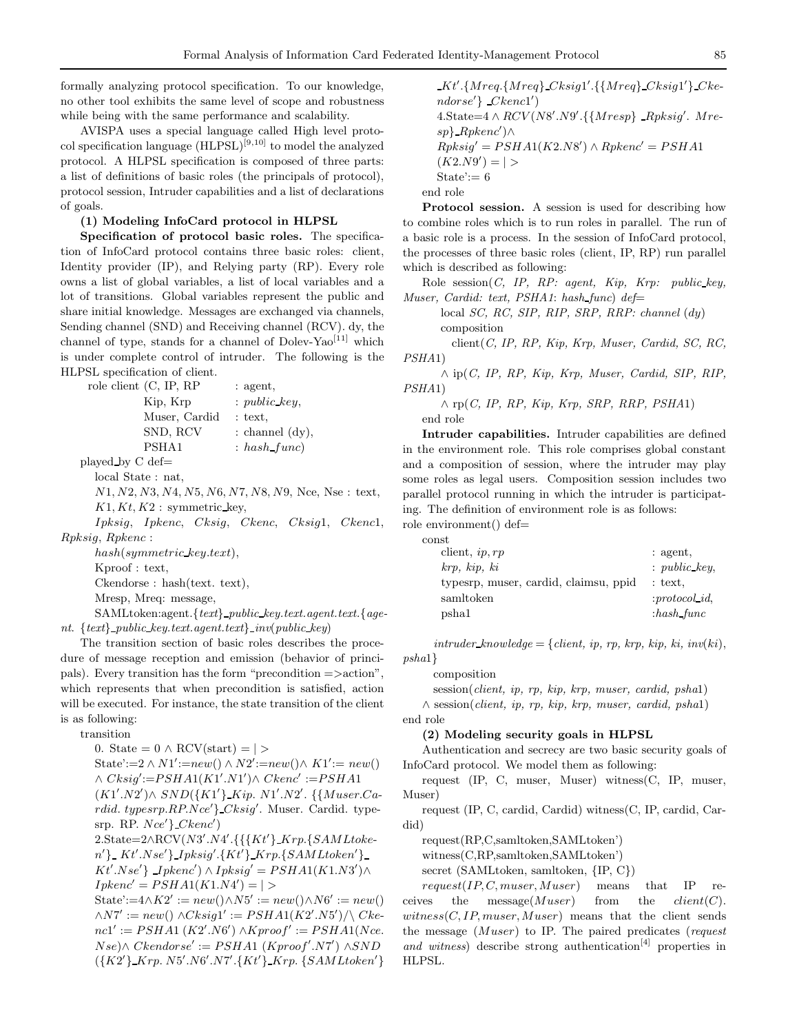formally analyzing protocol specification. To our knowledge, no other tool exhibits the same level of scope and robustness while being with the same performance and scalability.

AVISPA uses a special language called High level protocol specification language (HLPSL)[9,10] to model the analyzed protocol. A HLPSL specification is composed of three parts: a list of definitions of basic roles (the principals of protocol), protocol session, Intruder capabilities and a list of declarations of goals.

**(1) Modeling InfoCard protocol in HLPSL**

**Specification of protocol basic roles.** The specification of InfoCard protocol contains three basic roles: client, Identity provider (IP), and Relying party (RP). Every role owns a list of global variables, a list of local variables and a lot of transitions. Global variables represent the public and share initial knowledge. Messages are exchanged via channels, Sending channel (SND) and Receiving channel (RCV). dy, the channel of type, stands for a channel of Dolev-Yao[11] which is under complete control of intruder. The following is the HLPSL specification of client.

```
role client (C, IP, RP      : agent,
             Kip, Krp       : public_key,
             Muser, Cardid  : text,
             SND, RCV       : channel (dy),
             PSHA1          : hash_func)
played_by C def=
   local State : nat,
   N1, N2, N3, N4, N5, N6, N7, N8, N9, Nce, Nse : text,
   K1, Kt, K2 : symmetric_key,
   Ipksig, Ipkenc, Cksig, Ckenc, Cksig1, Ckenc1, Rpksig, Rpkenc :
      hash(symmetric_key.text),
      Kproof : text,
      Ckendorse : hash(text. text),
      Mresp, Mreq: message,
      SAMLtoken:agent.{text}_public_key.text.agent.text.{agent. {text}_public_key.text.agent.text}_inv(public_key)
```

The transition section of basic roles describes the procedure of message reception and emission (behavior of principals). Every transition has the form "precondition =>action", which represents that when precondition is satisfied, action will be executed. For instance, the state transition of the client is as following:

```
transition
   0. State = 0 ∧ RCV(start) = |>
   State':=2 ∧ N1':=new() ∧ N2':=new()∧ K1':= new()
   ∧ Cksig':=PSHA1(K1'.N1')∧ Ckenc' :=PSHA1
   (K1'.N2')∧ SND({K1'}_Kip. N1'.N2'. {{Muser.Cardid. typesrp.RP.Nce'}_Cksig'. Muser. Cardid. typesrp. RP. Nce'}_Ckenc')
   2.State=2∧RCV(N3'.N4'.{{{Kt'}_Krp.{SAMLtoken'}_ Kt'.Nse'}_Ipksig'.{Kt'}_Krp.{SAMLtoken'}_
   Kt'.Nse'} _Ipkenc') ∧ Ipksig' = PSHA1(K1.N3')∧
   Ipkenc' = PSHA1(K1.N4') = |>
   State':=4∧K2' := new()∧N5' := new()∧N6' := new()
   ∧N7' := new() ∧Cksig1' := PSHA1(K2'.N5')/\ Ckenc1' := PSHA1 (K2'.N6') ∧Kproof' := PSHA1(Nce.
   Nse)∧ Ckendorse' := PSHA1 (Kproof'.N7') ∧SND
   ({K2'}_Krp. N5'.N6'.N7'.{Kt'}_Krp. {SAMLtoken'}
   _Kt'.{Mreq.{Mreq}_Cksig1'.{{Mreq}_Cksig1'}_Ckendorse'} _Ckenc1')
   4.State=4 ∧ RCV(N8'.N9'.{{Mresp} _Rpksig'. Mresp}_Rpkenc')∧
   Rpksig' = PSHA1(K2.N8') ∧ Rpkenc' = PSHA1
   (K2.N9') = |>
   State':= 6
end role
```

**Protocol session.** A session is used for describing how to combine roles which is to run roles in parallel. The run of a basic role is a process. In the session of InfoCard protocol, the processes of three basic roles (client, IP, RP) run parallel which is described as following:

```
Role session(C, IP, RP: agent, Kip, Krp: public_key,
Muser, Cardid: text, PSHA1: hash_func) def=
      local SC, RC, SIP, RIP, SRP, RRP: channel (dy)
      composition
         client(C, IP, RP, Kip, Krp, Muser, Cardid, SC, RC, PSHA1)
      ∧ ip(C, IP, RP, Kip, Krp, Muser, Cardid, SIP, RIP, PSHA1)
      ∧ rp(C, IP, RP, Kip, Krp, SRP, RRP, PSHA1)
   end role
```

**Intruder capabilities.** Intruder capabilities are defined in the environment role. This role comprises global constant and a composition of session, where the intruder may play some roles as legal users. Composition session includes two parallel protocol running in which the intruder is participating. The definition of environment role is as follows:

```
role environment() def=
   const
      client, ip, rp                           : agent,
      krp, kip, ki                             : public_key,
      typesrp, muser, cardid, claimsu, ppid    : text,
      samltoken                                : protocol_id,
      psha1                                    : hash_func

      intruder_knowledge = {client, ip, rp, krp, kip, ki, inv(ki), psha1}

      composition
      session(client, ip, rp, kip, krp, muser, cardid, psha1)
   ∧ session(client, ip, rp, kip, krp, muser, cardid, psha1)
end role
```

**(2) Modeling security goals in HLPSL**

Authentication and secrecy are two basic security goals of InfoCard protocol. We model them as following:

request (IP, C, muser, Muser) witness(C, IP, muser, Muser)

request (IP, C, cardid, Cardid) witness(C, IP, cardid, Cardid)

request(RP,C,samltoken,SAMLtoken')

witness(C,RP,samltoken,SAMLtoken')

secret (SAMLtoken, samltoken, {IP, C})

*request(IP, C, muser, Muser)* means that IP receives the message(*Muser*) from the *client(C)*. *witness(C, IP, muser, Muser)* means that the client sends the message (*Muser*) to IP. The paired predicates (*request and witness*) describe strong authentication[4] properties in HLPSL.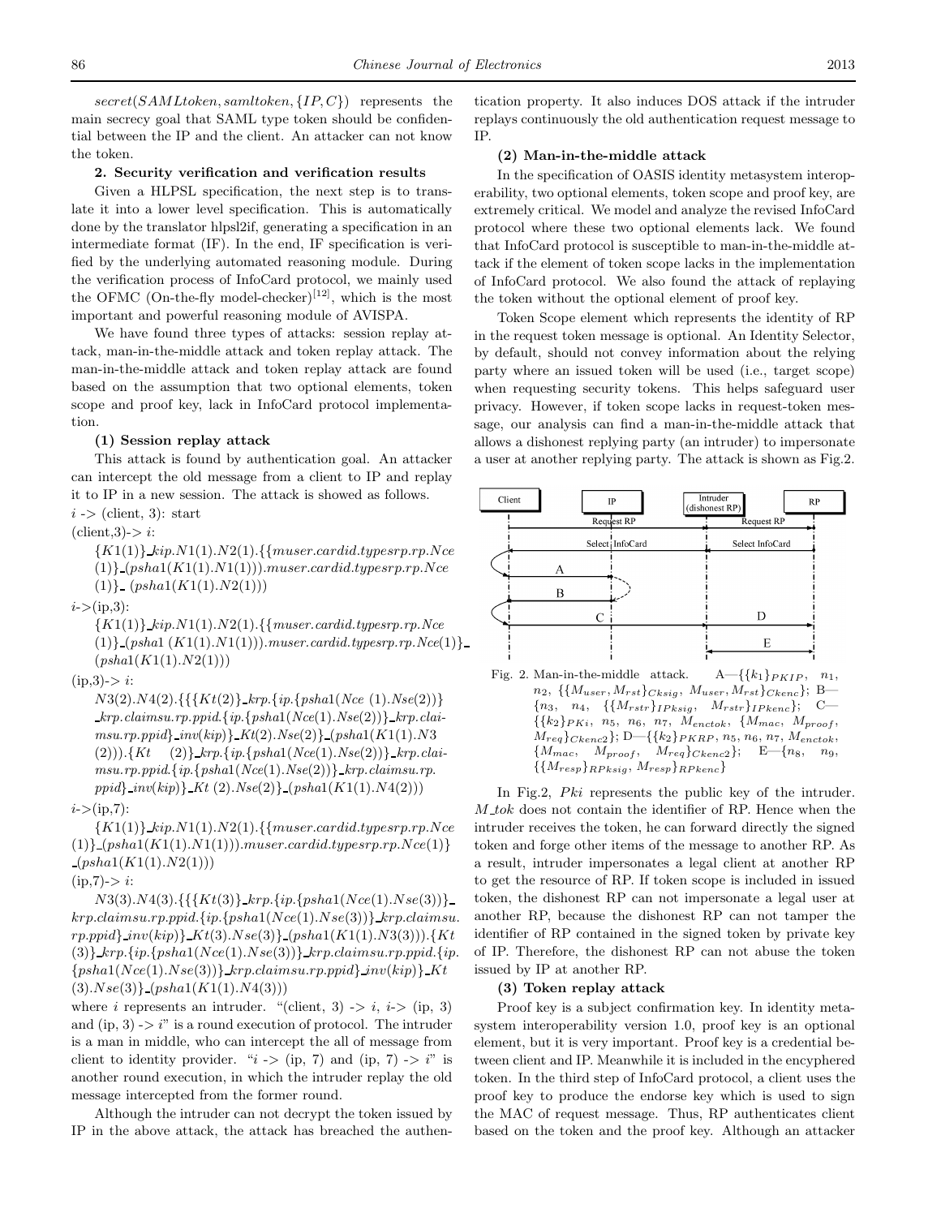$secret(SAMLtoken, samltoken, \{IP, C\})$ represents the main secrecy goal that SAML type token should be confidential between the IP and the client. An attacker can not know the token.

**2. Security verification and verification results**

Given a HLPSL specification, the next step is to translate it into a lower level specification. This is automatically done by the translator hlpsl2if, generating a specification in an intermediate format (IF). In the end, IF specification is verified by the underlying automated reasoning module. During the verification process of InfoCard protocol, we mainly used the OFMC (On-the-fly model-checker)[12], which is the most important and powerful reasoning module of AVISPA.

We have found three types of attacks: session replay attack, man-in-the-middle attack and token replay attack. The man-in-the-middle attack and token replay attack are found based on the assumption that two optional elements, token scope and proof key, lack in InfoCard protocol implementation.

**(1) Session replay attack**

This attack is found by authentication goal. An attacker can intercept the old message from a client to IP and replay it to IP in a new session. The attack is showed as follows.

$i$ -> (client, 3): start

(client,3)-> $i$:

$\{K1(1)\}\_kip.N1(1).N2(1).\{\{muser.cardid.typesrp.rp.Nce(1)\}\_(psha1(K1(1).N1(1))).muser.cardid.typesrp.rp.Nce(1)\}\_(psha1(K1(1).N2(1)))$

$i$->(ip,3):

$\{K1(1)\}\_kip.N1(1).N2(1).\{\{muser.cardid.typesrp.rp.Nce(1)\}\_(psha1(K1(1).N1(1))).muser.cardid.typesrp.rp.Nce(1)\}\_(psha1(K1(1).N2(1)))$

(ip,3)-> $i$:

$N3(2).N4(2).\{\{\{Kt(2)\}\_krp.\{ip.\{psha1(Nce(1).Nse(2))\}\_krp.claimsu.rp.ppid.\{ip.\{psha1(Nce(1).Nse(2))\}\_krp.claimsu.rp.ppid\}\_inv(kip)\}\_Kt(2).Nse(2)\}\_(psha1(K1(1).N3(2))).\{Kt(2)\}\_krp.\{ip.\{psha1(Nce(1).Nse(2))\}\_krp.claimsu.rp.ppid.\{ip.\{psha1(Nce(1).Nse(2))\}\_krp.claimsu.rp.ppid\}\_inv(kip)\}\_Kt(2).Nse(2)\}\_(psha1(K1(1).N4(2)))$

$i$->(ip,7):

$\{K1(1)\}\_kip.N1(1).N2(1).\{\{muser.cardid.typesrp.rp.Nce(1)\}\_(psha1(K1(1).N1(1))).muser.cardid.typesrp.rp.Nce(1)\}\_(psha1(K1(1).N2(1)))$

(ip,7)-> $i$:

$N3(3).N4(3).\{\{\{Kt(3)\}\_krp.\{ip.\{psha1(Nce(1).Nse(3))\}\_krp.claimsu.rp.ppid.\{ip.\{psha1(Nce(1).Nse(3))\}\_krp.claimsu.rp.ppid\}\_inv(kip)\}\_Kt(3).Nse(3)\}\_(psha1(K1(1).N3(3))).\{Kt(3)\}\_krp.\{ip.\{psha1(Nce(1).Nse(3))\}\_krp.claimsu.rp.ppid.\{ip.\{psha1(Nce(1).Nse(3))\}\_krp.claimsu.rp.ppid\}\_inv(kip)\}\_Kt(3).Nse(3)\}\_(psha1(K1(1).N4(3)))$

where $i$ represents an intruder. "(client, 3) -> $i$, $i$-> (ip, 3) and (ip, 3) -> $i$" is a round execution of protocol. The intruder is a man in middle, who can intercept the all of message from client to identity provider. "$i$ -> (ip, 7) and (ip, 7) -> $i$" is another round execution, in which the intruder replay the old message intercepted from the former round.

Although the intruder can not decrypt the token issued by IP in the above attack, the attack has breached the authentication property. It also induces DOS attack if the intruder replays continuously the old authentication request message to IP.

**(2) Man-in-the-middle attack**

In the specification of OASIS identity metasystem interoperability, two optional elements, token scope and proof key, are extremely critical. We model and analyze the revised InfoCard protocol where these two optional elements lack. We found that InfoCard protocol is susceptible to man-in-the-middle attack if the element of token scope lacks in the implementation of InfoCard protocol. We also found the attack of replaying the token without the optional element of proof key.

Token Scope element which represents the identity of RP in the request token message is optional. An Identity Selector, by default, should not convey information about the relying party where an issued token will be used (i.e., target scope) when requesting security tokens. This helps safeguard user privacy. However, if token scope lacks in request-token message, our analysis can find a man-in-the-middle attack that allows a dishonest replying party (an intruder) to impersonate a user at another replying party. The attack is shown as Fig.2.

Fig. 2. Man-in-the-middle attack. A—$\{\{k_1\}_{PKIP}$, $n_1$, $n_2$, $\{\{M_{user}, M_{rst}\}_{Cksig}$, $M_{user}, M_{rst}\}_{Ckenc}\}$; B—$\{n_3$, $n_4$, $\{\{M_{rstr}\}_{IPksig}$, $M_{rstr}\}_{IPkenc}\}$; C—$\{\{k_2\}_{PKi}$, $n_5$, $n_6$, $n_7$, $M_{enctok}$, $\{M_{mac}$, $M_{proof}$, $M_{req}\}_{Ckenc2}\}$; D—$\{\{k_2\}_{PKRP}$, $n_5, n_6, n_7$, $M_{enctok}$, $\{M_{mac}$, $M_{proof}$, $M_{req}\}_{Ckenc2}\}$; E—$\{n_8$, $n_9$, $\{\{M_{resp}\}_{RPksig}$, $M_{resp}\}_{RPkenc}\}$

In Fig.2, $Pki$ represents the public key of the intruder. $M\_tok$ does not contain the identifier of RP. Hence when the intruder receives the token, he can forward directly the signed token and forge other items of the message to another RP. As a result, intruder impersonates a legal client at another RP to get the resource of RP. If token scope is included in issued token, the dishonest RP can not impersonate a legal user at another RP, because the dishonest RP can not tamper the identifier of RP contained in the signed token by private key of IP. Therefore, the dishonest RP can not abuse the token issued by IP at another RP.

**(3) Token replay attack**

Proof key is a subject confirmation key. In identity metasystem interoperability version 1.0, proof key is an optional element, but it is very important. Proof key is a credential between client and IP. Meanwhile it is included in the encyphered token. In the third step of InfoCard protocol, a client uses the proof key to produce the endorse key which is used to sign the MAC of request message. Thus, RP authenticates client based on the token and the proof key. Although an attacker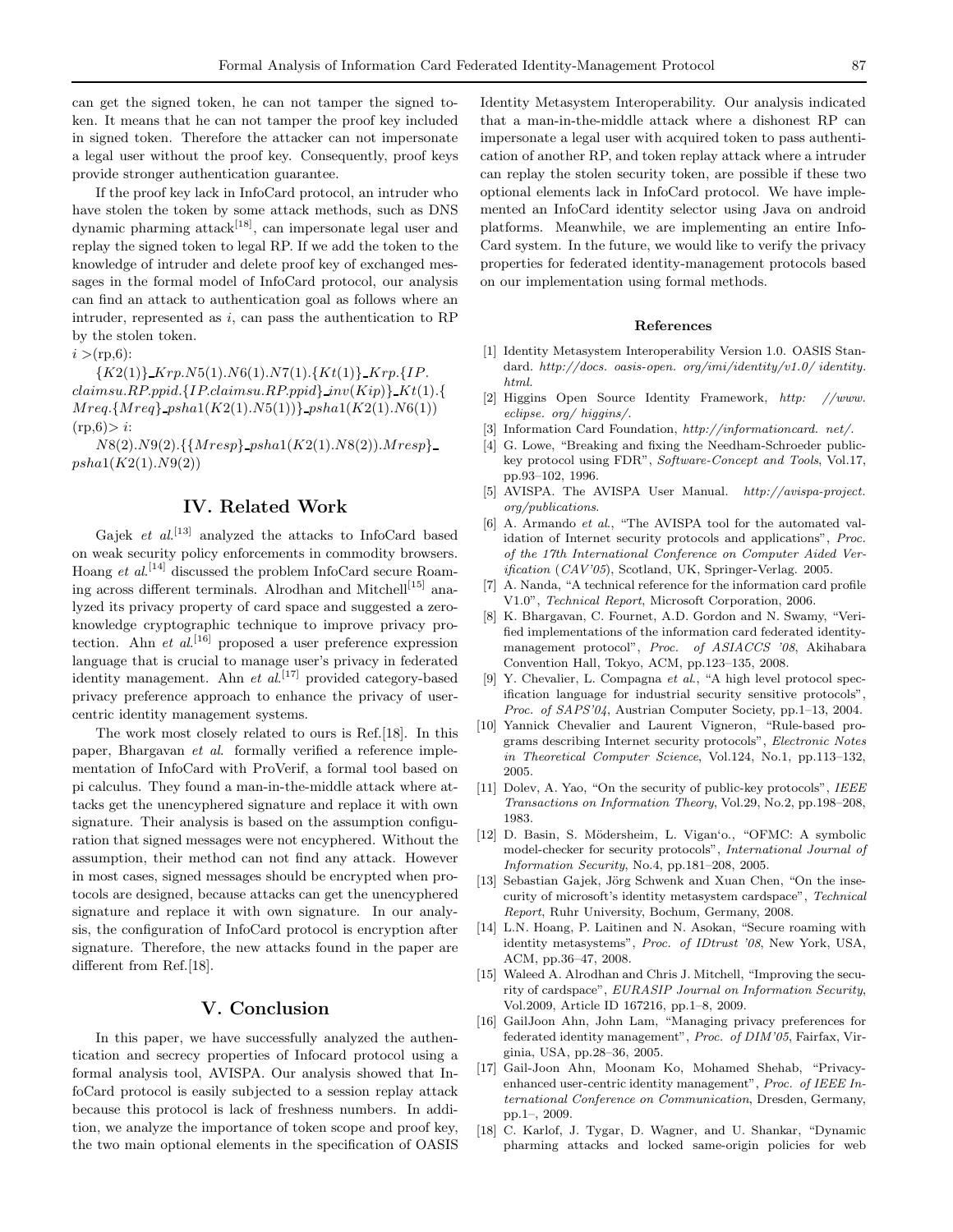can get the signed token, he can not tamper the signed token. It means that he can not tamper the proof key included in signed token. Therefore the attacker can not impersonate a legal user without the proof key. Consequently, proof keys provide stronger authentication guarantee.

If the proof key lack in InfoCard protocol, an intruder who have stolen the token by some attack methods, such as DNS dynamic pharming attack[18], can impersonate legal user and replay the signed token to legal RP. If we add the token to the knowledge of intruder and delete proof key of exchanged messages in the formal model of InfoCard protocol, our analysis can find an attack to authentication goal as follows where an intruder, represented as $i$, can pass the authentication to RP by the stolen token.

$i >$(rp,6):

$\{K2(1)\}\_Krp.N5(1).N6(1).N7(1).\{Kt(1)\}\_Krp.\{IP.claimsu.RP.ppid.\{IP.claimsu.RP.ppid\}\_inv(Kip)\}\_Kt(1).\{Mreq.\{Mreq\}\_psha1(K2(1).N5(1))\}\_psha1(K2(1).N6(1))$

(rp,6)$>$ $i$:

$N8(2).N9(2).\{\{Mresp\}\_psha1(K2(1).N8(2)).Mresp\}\_psha1(K2(1).N9(2))$

## IV. Related Work

Gajek *et al.*[13] analyzed the attacks to InfoCard based on weak security policy enforcements in commodity browsers. Hoang *et al.*[14] discussed the problem InfoCard secure Roaming across different terminals. Alrodhan and Mitchell[15] analyzed its privacy property of card space and suggested a zero-knowledge cryptographic technique to improve privacy protection. Ahn *et al.*[16] proposed a user preference expression language that is crucial to manage user's privacy in federated identity management. Ahn *et al.*[17] provided category-based privacy preference approach to enhance the privacy of user-centric identity management systems.

The work most closely related to ours is Ref.[18]. In this paper, Bhargavan *et al*. formally verified a reference implementation of InfoCard with ProVerif, a formal tool based on pi calculus. They found a man-in-the-middle attack where attacks get the unencyphered signature and replace it with own signature. Their analysis is based on the assumption configuration that signed messages were not encyphered. Without the assumption, their method can not find any attack. However in most cases, signed messages should be encrypted when protocols are designed, because attacks can get the unencyphered signature and replace it with own signature. In our analysis, the configuration of InfoCard protocol is encryption after signature. Therefore, the new attacks found in the paper are different from Ref.[18].

## V. Conclusion

In this paper, we have successfully analyzed the authentication and secrecy properties of Infocard protocol using a formal analysis tool, AVISPA. Our analysis showed that InfoCard protocol is easily subjected to a session replay attack because this protocol is lack of freshness numbers. In addition, we analyze the importance of token scope and proof key, the two main optional elements in the specification of OASIS Identity Metasystem Interoperability. Our analysis indicated that a man-in-the-middle attack where a dishonest RP can impersonate a legal user with acquired token to pass authentication of another RP, and token replay attack where a intruder can replay the stolen security token, are possible if these two optional elements lack in InfoCard protocol. We have implemented an InfoCard identity selector using Java on android platforms. Meanwhile, we are implementing an entire InfoCard system. In the future, we would like to verify the privacy properties for federated identity-management protocols based on our implementation using formal methods.

### References

[1] Identity Metasystem Interoperability Version 1.0. OASIS Standard. *http://docs. oasis-open. org/imi/identity/v1.0/ identity. html*.

[2] Higgins Open Source Identity Framework, *http: //www. eclipse. org/ higgins/*.

[3] Information Card Foundation, *http://informationcard. net/*.

[4] G. Lowe, "Breaking and fixing the Needham-Schroeder public-key protocol using FDR", *Software-Concept and Tools*, Vol.17, pp.93–102, 1996.

[5] AVISPA. The AVISPA User Manual. *http://avispa-project. org/publications*.

[6] A. Armando *et al.*, "The AVISPA tool for the automated validation of Internet security protocols and applications", *Proc. of the 17th International Conference on Computer Aided Verification* (*CAV'05*), Scotland, UK, Springer-Verlag. 2005.

[7] A. Nanda, "A technical reference for the information card profile V1.0", *Technical Report*, Microsoft Corporation, 2006.

[8] K. Bhargavan, C. Fournet, A.D. Gordon and N. Swamy, "Verified implementations of the information card federated identity-management protocol", *Proc. of ASIACCS '08*, Akihabara Convention Hall, Tokyo, ACM, pp.123–135, 2008.

[9] Y. Chevalier, L. Compagna *et al.*, "A high level protocol specification language for industrial security sensitive protocols", *Proc. of SAPS'04*, Austrian Computer Society, pp.1–13, 2004.

[10] Yannick Chevalier and Laurent Vigneron, "Rule-based programs describing Internet security protocols", *Electronic Notes in Theoretical Computer Science*, Vol.124, No.1, pp.113–132, 2005.

[11] Dolev, A. Yao, "On the security of public-key protocols", *IEEE Transactions on Information Theory*, Vol.29, No.2, pp.198–208, 1983.

[12] D. Basin, S. Mödersheim, L. Vigan'o., "OFMC: A symbolic model-checker for security protocols", *International Journal of Information Security*, No.4, pp.181–208, 2005.

[13] Sebastian Gajek, Jörg Schwenk and Xuan Chen, "On the insecurity of microsoft's identity metasystem cardspace", *Technical Report*, Ruhr University, Bochum, Germany, 2008.

[14] L.N. Hoang, P. Laitinen and N. Asokan, "Secure roaming with identity metasystems", *Proc. of IDtrust '08*, New York, USA, ACM, pp.36–47, 2008.

[15] Waleed A. Alrodhan and Chris J. Mitchell, "Improving the security of cardspace", *EURASIP Journal on Information Security*, Vol.2009, Article ID 167216, pp.1–8, 2009.

[16] GailJoon Ahn, John Lam, "Managing privacy preferences for federated identity management", *Proc. of DIM'05*, Fairfax, Virginia, USA, pp.28–36, 2005.

[17] Gail-Joon Ahn, Moonam Ko, Mohamed Shehab, "Privacy-enhanced user-centric identity management", *Proc. of IEEE International Conference on Communication*, Dresden, Germany, pp.1–, 2009.

[18] C. Karlof, J. Tygar, D. Wagner, and U. Shankar, "Dynamic pharming attacks and locked same-origin policies for web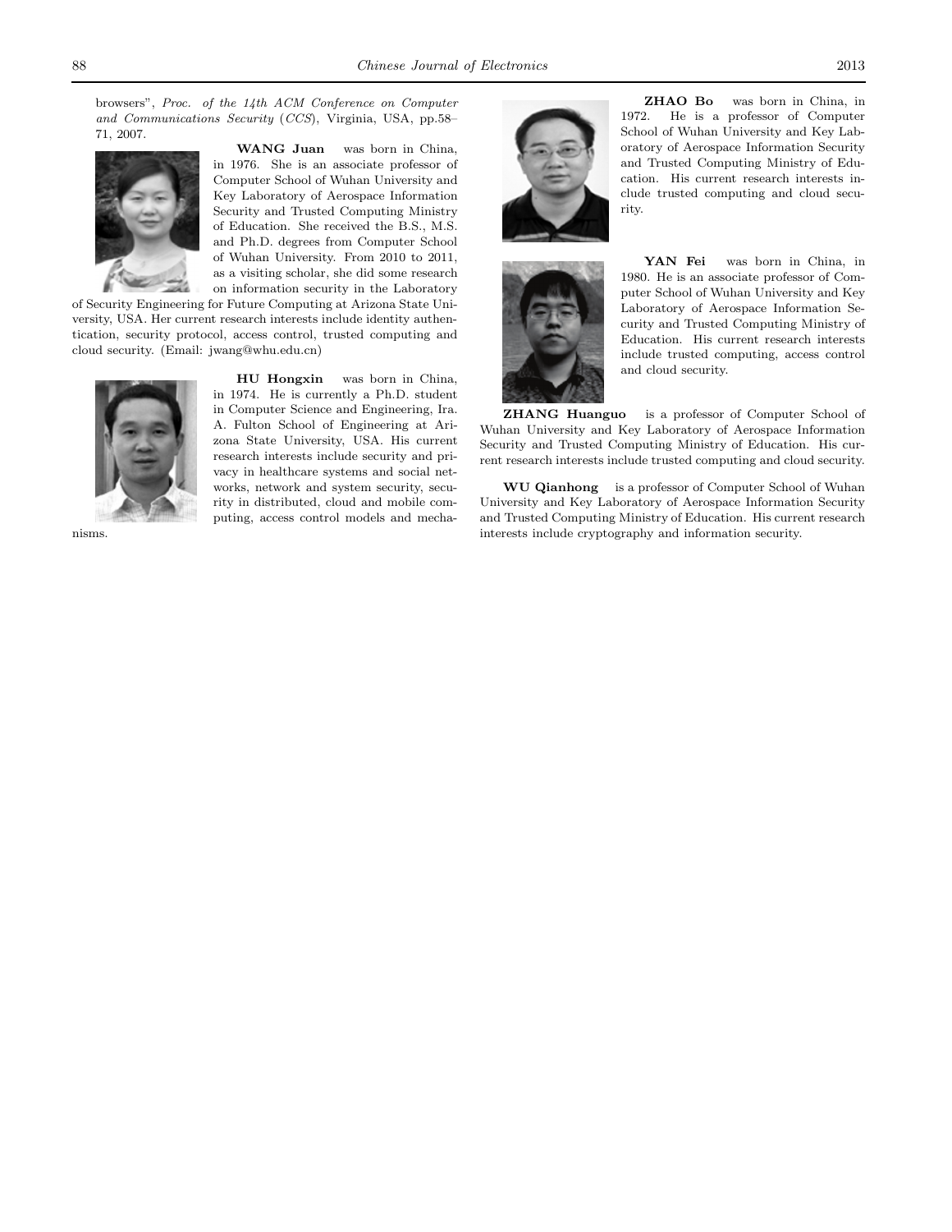browsers", *Proc. of the 14th ACM Conference on Computer and Communications Security* (*CCS*), Virginia, USA, pp.58–71, 2007.

**WANG Juan** was born in China, in 1976. She is an associate professor of Computer School of Wuhan University and Key Laboratory of Aerospace Information Security and Trusted Computing Ministry of Education. She received the B.S., M.S. and Ph.D. degrees from Computer School of Wuhan University. From 2010 to 2011, as a visiting scholar, she did some research on information security in the Laboratory of Security Engineering for Future Computing at Arizona State University, USA. Her current research interests include identity authentication, security protocol, access control, trusted computing and cloud security. (Email: jwang@whu.edu.cn)

**HU Hongxin** was born in China, in 1974. He is currently a Ph.D. student in Computer Science and Engineering, Ira. A. Fulton School of Engineering at Arizona State University, USA. His current research interests include security and privacy in healthcare systems and social networks, network and system security, security in distributed, cloud and mobile computing, access control models and mechanisms.

**ZHAO Bo** was born in China, in 1972. He is a professor of Computer School of Wuhan University and Key Laboratory of Aerospace Information Security and Trusted Computing Ministry of Education. His current research interests include trusted computing and cloud security.

**YAN Fei** was born in China, in 1980. He is an associate professor of Computer School of Wuhan University and Key Laboratory of Aerospace Information Security and Trusted Computing Ministry of Education. His current research interests include trusted computing, access control and cloud security.

**ZHANG Huanguo** is a professor of Computer School of Wuhan University and Key Laboratory of Aerospace Information Security and Trusted Computing Ministry of Education. His current research interests include trusted computing and cloud security.

**WU Qianhong** is a professor of Computer School of Wuhan University and Key Laboratory of Aerospace Information Security and Trusted Computing Ministry of Education. His current research interests include cryptography and information security.